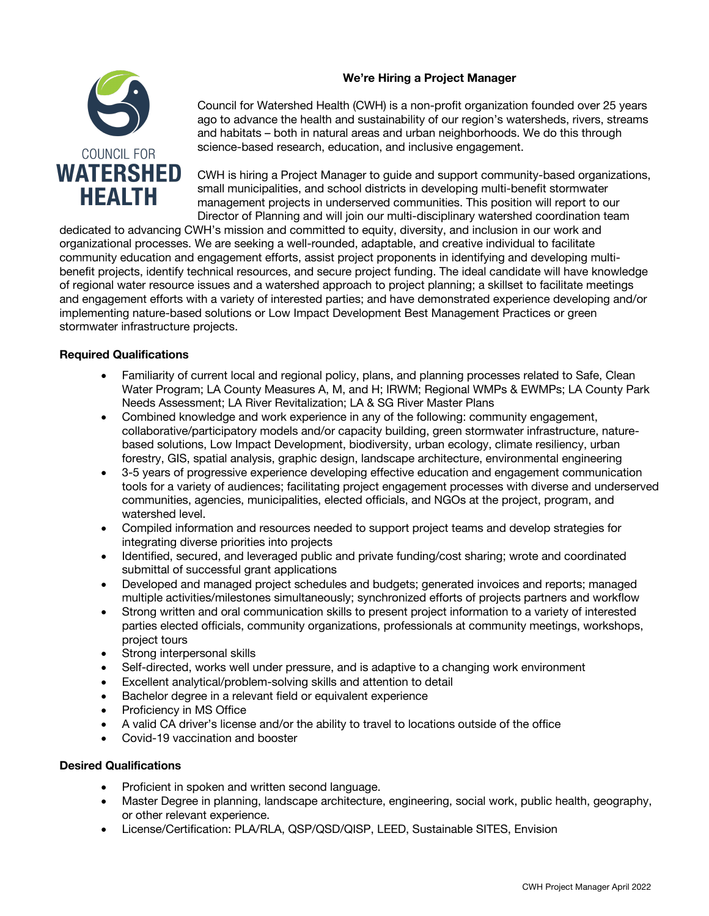COUNCIL FOR
# WATERSHED HEALTH

## We're Hiring a Project Manager

Council for Watershed Health (CWH) is a non-profit organization founded over 25 years ago to advance the health and sustainability of our region's watersheds, rivers, streams and habitats – both in natural areas and urban neighborhoods. We do this through science-based research, education, and inclusive engagement.

CWH is hiring a Project Manager to guide and support community-based organizations, small municipalities, and school districts in developing multi-benefit stormwater management projects in underserved communities. This position will report to our Director of Planning and will join our multi-disciplinary watershed coordination team dedicated to advancing CWH's mission and committed to equity, diversity, and inclusion in our work and organizational processes. We are seeking a well-rounded, adaptable, and creative individual to facilitate community education and engagement efforts, assist project proponents in identifying and developing multi-benefit projects, identify technical resources, and secure project funding. The ideal candidate will have knowledge of regional water resource issues and a watershed approach to project planning; a skillset to facilitate meetings and engagement efforts with a variety of interested parties; and have demonstrated experience developing and/or implementing nature-based solutions or Low Impact Development Best Management Practices or green stormwater infrastructure projects.

**Required Qualifications**

- Familiarity of current local and regional policy, plans, and planning processes related to Safe, Clean Water Program; LA County Measures A, M, and H; IRWM; Regional WMPs & EWMPs; LA County Park Needs Assessment; LA River Revitalization; LA & SG River Master Plans
- Combined knowledge and work experience in any of the following: community engagement, collaborative/participatory models and/or capacity building, green stormwater infrastructure, nature-based solutions, Low Impact Development, biodiversity, urban ecology, climate resiliency, urban forestry, GIS, spatial analysis, graphic design, landscape architecture, environmental engineering
- 3-5 years of progressive experience developing effective education and engagement communication tools for a variety of audiences; facilitating project engagement processes with diverse and underserved communities, agencies, municipalities, elected officials, and NGOs at the project, program, and watershed level.
- Compiled information and resources needed to support project teams and develop strategies for integrating diverse priorities into projects
- Identified, secured, and leveraged public and private funding/cost sharing; wrote and coordinated submittal of successful grant applications
- Developed and managed project schedules and budgets; generated invoices and reports; managed multiple activities/milestones simultaneously; synchronized efforts of projects partners and workflow
- Strong written and oral communication skills to present project information to a variety of interested parties elected officials, community organizations, professionals at community meetings, workshops, project tours
- Strong interpersonal skills
- Self-directed, works well under pressure, and is adaptive to a changing work environment
- Excellent analytical/problem-solving skills and attention to detail
- Bachelor degree in a relevant field or equivalent experience
- Proficiency in MS Office
- A valid CA driver's license and/or the ability to travel to locations outside of the office
- Covid-19 vaccination and booster

**Desired Qualifications**

- Proficient in spoken and written second language.
- Master Degree in planning, landscape architecture, engineering, social work, public health, geography, or other relevant experience.
- License/Certification: PLA/RLA, QSP/QSD/QISP, LEED, Sustainable SITES, Envision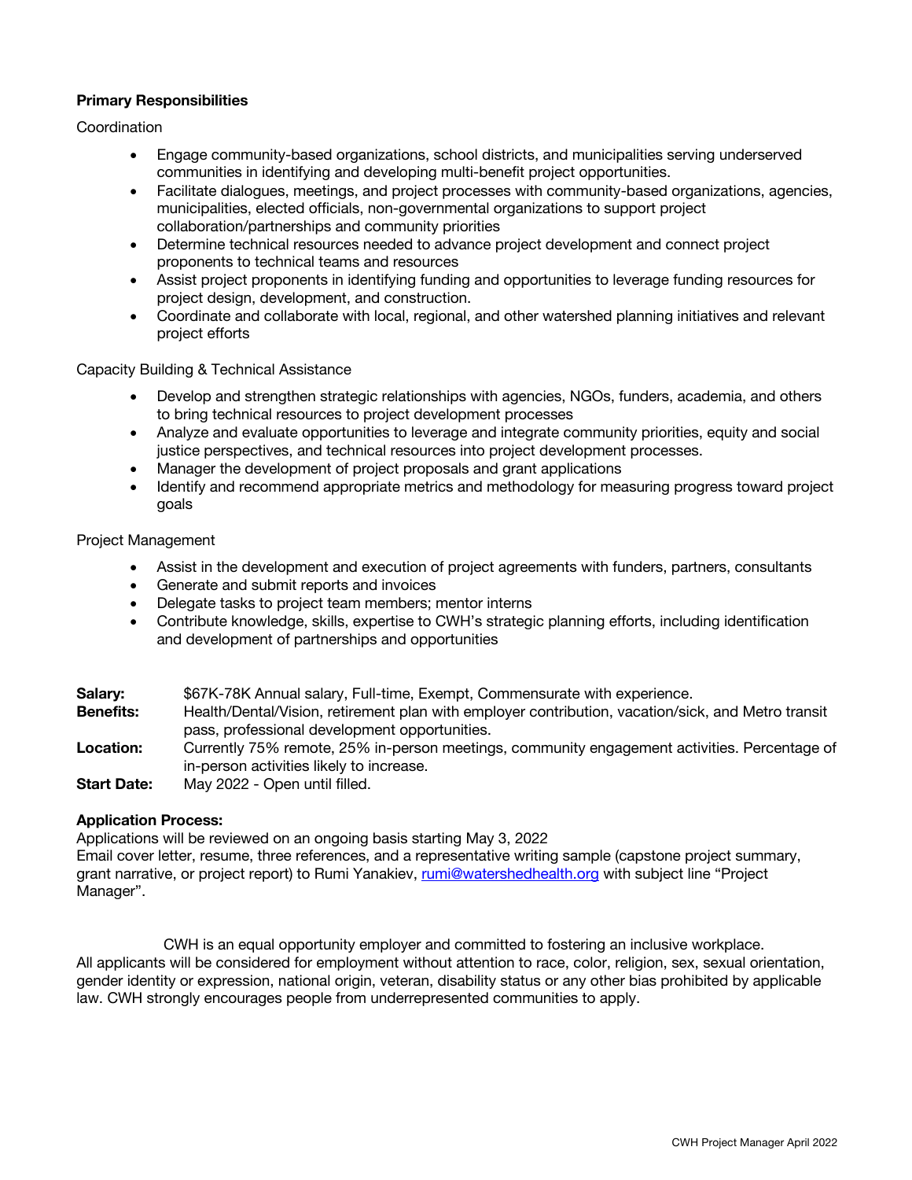**Primary Responsibilities**

Coordination

- Engage community-based organizations, school districts, and municipalities serving underserved communities in identifying and developing multi-benefit project opportunities.
- Facilitate dialogues, meetings, and project processes with community-based organizations, agencies, municipalities, elected officials, non-governmental organizations to support project collaboration/partnerships and community priorities
- Determine technical resources needed to advance project development and connect project proponents to technical teams and resources
- Assist project proponents in identifying funding and opportunities to leverage funding resources for project design, development, and construction.
- Coordinate and collaborate with local, regional, and other watershed planning initiatives and relevant project efforts

Capacity Building & Technical Assistance

- Develop and strengthen strategic relationships with agencies, NGOs, funders, academia, and others to bring technical resources to project development processes
- Analyze and evaluate opportunities to leverage and integrate community priorities, equity and social justice perspectives, and technical resources into project development processes.
- Manager the development of project proposals and grant applications
- Identify and recommend appropriate metrics and methodology for measuring progress toward project goals

Project Management

- Assist in the development and execution of project agreements with funders, partners, consultants
- Generate and submit reports and invoices
- Delegate tasks to project team members; mentor interns
- Contribute knowledge, skills, expertise to CWH's strategic planning efforts, including identification and development of partnerships and opportunities

**Salary:** $67K-78K Annual salary, Full-time, Exempt, Commensurate with experience.

**Benefits:** Health/Dental/Vision, retirement plan with employer contribution, vacation/sick, and Metro transit pass, professional development opportunities.

**Location:** Currently 75% remote, 25% in-person meetings, community engagement activities. Percentage of in-person activities likely to increase.

**Start Date:** May 2022 - Open until filled.

**Application Process:**

Applications will be reviewed on an ongoing basis starting May 3, 2022

Email cover letter, resume, three references, and a representative writing sample (capstone project summary, grant narrative, or project report) to Rumi Yanakiev, rumi@watershedhealth.org with subject line "Project Manager".

CWH is an equal opportunity employer and committed to fostering an inclusive workplace. All applicants will be considered for employment without attention to race, color, religion, sex, sexual orientation, gender identity or expression, national origin, veteran, disability status or any other bias prohibited by applicable law. CWH strongly encourages people from underrepresented communities to apply.